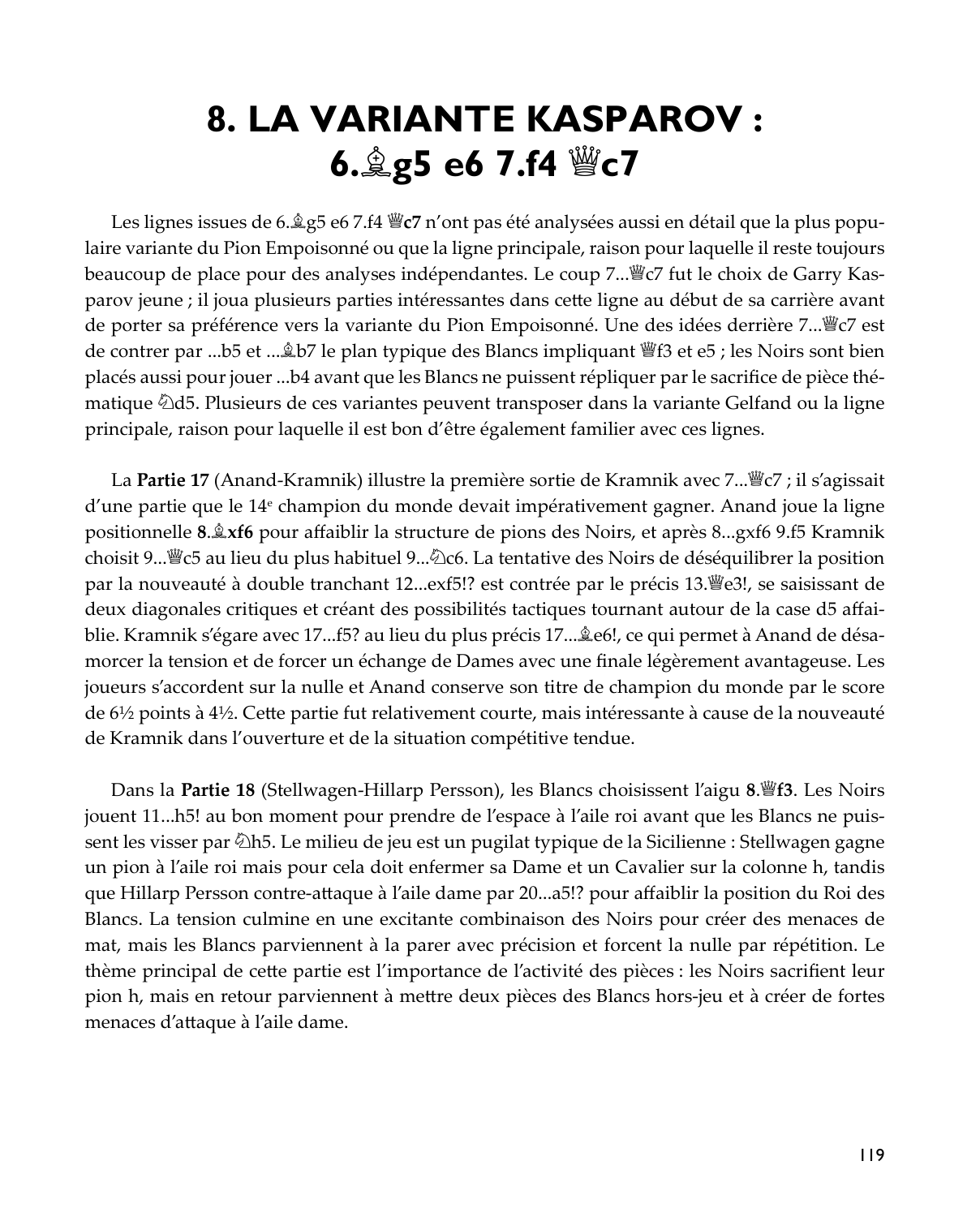# 8. LA VARIANTE KASPAROV : 6.♗g5 e6 7.f4 ♕c7

Les lignes issues de 6.♗g5 e6 7.f4 ♕**c7** n'ont pas été analysées aussi en détail que la plus populaire variante du Pion Empoisonné ou que la ligne principale, raison pour laquelle il reste toujours beaucoup de place pour des analyses indépendantes. Le coup 7...♕c7 fut le choix de Garry Kasparov jeune ; il joua plusieurs parties intéressantes dans cette ligne au début de sa carrière avant de porter sa préférence vers la variante du Pion Empoisonné. Une des idées derrière 7...♕c7 est de contrer par ...b5 et ...♗b7 le plan typique des Blancs impliquant ♕f3 et e5 ; les Noirs sont bien placés aussi pour jouer ...b4 avant que les Blancs ne puissent répliquer par le sacrifice de pièce thématique ♘d5. Plusieurs de ces variantes peuvent transposer dans la variante Gelfand ou la ligne principale, raison pour laquelle il est bon d'être également familier avec ces lignes.

La **Partie 17** (Anand-Kramnik) illustre la première sortie de Kramnik avec 7...♕c7 ; il s'agissait d'une partie que le 14e champion du monde devait impérativement gagner. Anand joue la ligne positionnelle **8.♗xf6** pour affaiblir la structure de pions des Noirs, et après 8...gxf6 9.f5 Kramnik choisit 9...♕c5 au lieu du plus habituel 9...♘c6. La tentative des Noirs de déséquilibrer la position par la nouveauté à double tranchant 12...exf5!? est contrée par le précis 13.♕e3!, se saisissant de deux diagonales critiques et créant des possibilités tactiques tournant autour de la case d5 affaiblie. Kramnik s'égare avec 17...f5? au lieu du plus précis 17...♗e6!, ce qui permet à Anand de désamorcer la tension et de forcer un échange de Dames avec une finale légèrement avantageuse. Les joueurs s'accordent sur la nulle et Anand conserve son titre de champion du monde par le score de 6½ points à 4½. Cette partie fut relativement courte, mais intéressante à cause de la nouveauté de Kramnik dans l'ouverture et de la situation compétitive tendue.

Dans la **Partie 18** (Stellwagen-Hillarp Persson), les Blancs choisissent l'aigu **8.♕f3**. Les Noirs jouent 11...h5! au bon moment pour prendre de l'espace à l'aile roi avant que les Blancs ne puissent les visser par ♘h5. Le milieu de jeu est un pugilat typique de la Sicilienne : Stellwagen gagne un pion à l'aile roi mais pour cela doit enfermer sa Dame et un Cavalier sur la colonne h, tandis que Hillarp Persson contre-attaque à l'aile dame par 20...a5!? pour affaiblir la position du Roi des Blancs. La tension culmine en une excitante combinaison des Noirs pour créer des menaces de mat, mais les Blancs parviennent à la parer avec précision et forcent la nulle par répétition. Le thème principal de cette partie est l'importance de l'activité des pièces : les Noirs sacrifient leur pion h, mais en retour parviennent à mettre deux pièces des Blancs hors-jeu et à créer de fortes menaces d'attaque à l'aile dame.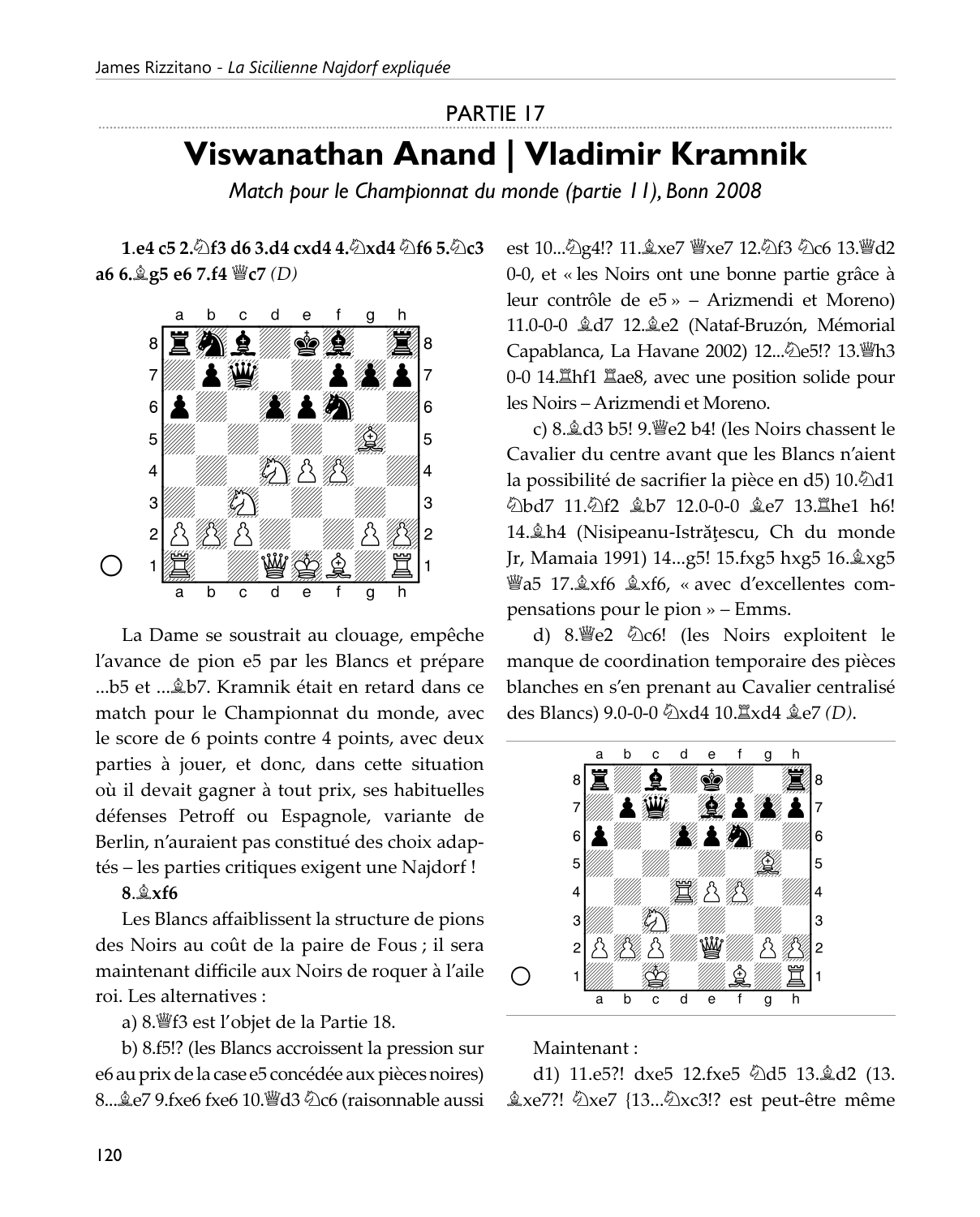## PARTIE 17

# Viswanathan Anand | Vladimir Kramnik

*Match pour le Championnat du monde (partie 11), Bonn 2008*

**1.e4 c5 2.♘f3 d6 3.d4 cxd4 4.♘xd4 ♘f6 5.♘c3 a6 6.♗g5 e6 7.f4 ♕c7** *(D)*

La Dame se soustrait au clouage, empêche l'avance de pion e5 par les Blancs et prépare ...b5 et ...♗b7. Kramnik était en retard dans ce match pour le Championnat du monde, avec le score de 6 points contre 4 points, avec deux parties à jouer, et donc, dans cette situation où il devait gagner à tout prix, ses habituelles défenses Petroff ou Espagnole, variante de Berlin, n'auraient pas constitué des choix adaptés – les parties critiques exigent une Najdorf !

**8.♗xf6**

Les Blancs affaiblissent la structure de pions des Noirs au coût de la paire de Fous ; il sera maintenant difficile aux Noirs de roquer à l'aile roi. Les alternatives :

a) 8.♕f3 est l'objet de la Partie 18.

b) 8.f5!? (les Blancs accroissent la pression sur e6 au prix de la case e5 concédée aux pièces noires) 8...♗e7 9.fxe6 fxe6 10.♕d3 ♘c6 (raisonnable aussi est 10...♘g4!? 11.♗xe7 ♕xe7 12.♘f3 ♘c6 13.♕d2 0-0, et « les Noirs ont une bonne partie grâce à leur contrôle de e5 » – Arizmendi et Moreno) 11.0-0-0 ♗d7 12.♗e2 (Nataf-Bruzón, Mémorial Capablanca, La Havane 2002) 12...♘e5!? 13.♕h3 0-0 14.♖hf1 ♖ae8, avec une position solide pour les Noirs – Arizmendi et Moreno.

c) 8.♗d3 b5! 9.♕e2 b4! (les Noirs chassent le Cavalier du centre avant que les Blancs n'aient la possibilité de sacrifier la pièce en d5) 10.♘d1 ♘bd7 11.♘f2 ♗b7 12.0-0-0 ♗e7 13.♖he1 h6! 14.♗h4 (Nisipeanu-Istrățescu, Ch du monde Jr, Mamaia 1991) 14...g5! 15.fxg5 hxg5 16.♗xg5 ♕a5 17.♗xf6 ♗xf6, « avec d'excellentes compensations pour le pion » – Emms.

d) 8.♕e2 ♘c6! (les Noirs exploitent le manque de coordination temporaire des pièces blanches en s'en prenant au Cavalier centralisé des Blancs) 9.0-0-0 ♘xd4 10.♖xd4 ♗e7 *(D)*.

Maintenant :

d1) 11.e5?! dxe5 12.fxe5 ♘d5 13.♗d2 (13. ♗xe7?! ♘xe7 {13...♘xc3!? est peut-être même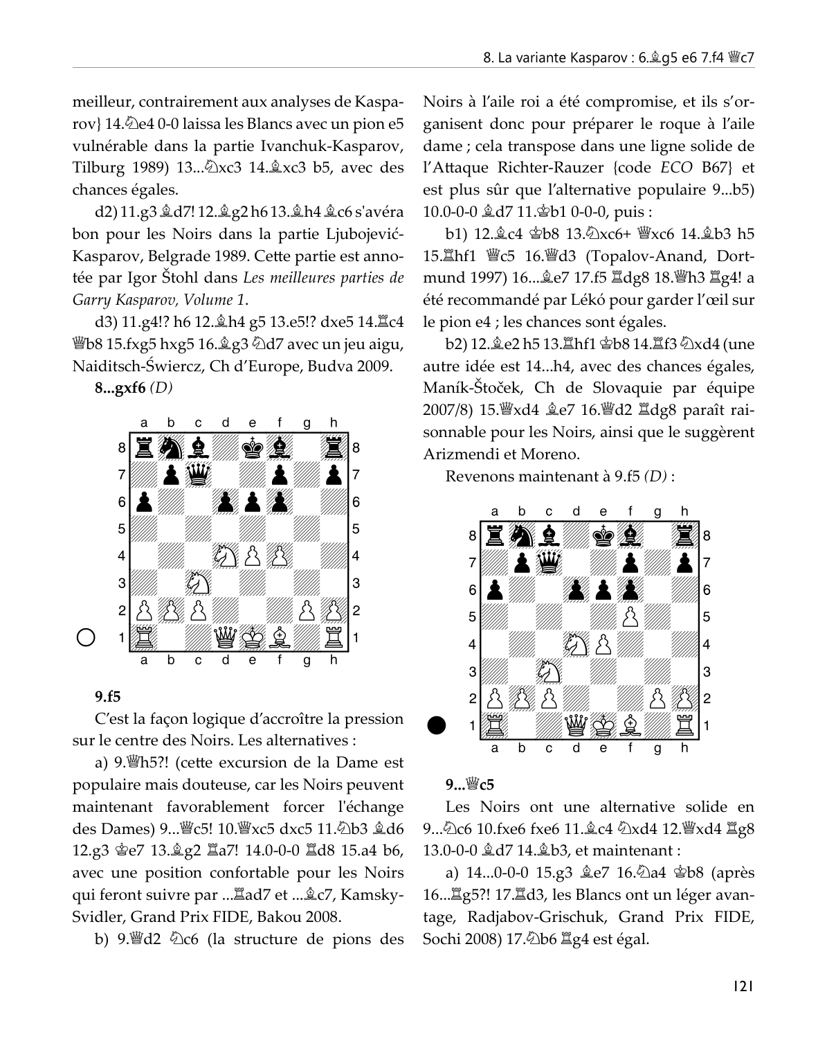meilleur, contrairement aux analyses de Kasparov} 14.♘e4 0-0 laissa les Blancs avec un pion e5 vulnérable dans la partie Ivanchuk-Kasparov, Tilburg 1989) 13...♘xc3 14.♗xc3 b5, avec des chances égales.

d2) 11.g3 ♗d7! 12.♗g2 h6 13.♗h4 ♗c6 s'avéra bon pour les Noirs dans la partie Ljubojević-Kasparov, Belgrade 1989. Cette partie est annotée par Igor Štohl dans *Les meilleures parties de Garry Kasparov, Volume 1*.

d3) 11.g4!? h6 12.♗h4 g5 13.e5!? dxe5 14.♖c4 ♕b8 15.fxg5 hxg5 16.♗g3 ♘d7 avec un jeu aigu, Naiditsch-Świercz, Ch d'Europe, Budva 2009.

**8...gxf6** *(D)*

**9.f5**

C'est la façon logique d'accroître la pression sur le centre des Noirs. Les alternatives :

a) 9.♕h5?! (cette excursion de la Dame est populaire mais douteuse, car les Noirs peuvent maintenant favorablement forcer l'échange des Dames) 9...♕c5! 10.♕xc5 dxc5 11.♘b3 ♗d6 12.g3 ♔e7 13.♗g2 ♖a7! 14.0-0-0 ♖d8 15.a4 b6, avec une position confortable pour les Noirs qui feront suivre par ...♖ad7 et ...♗c7, Kamsky-Svidler, Grand Prix FIDE, Bakou 2008.

b) 9.♕d2 ♘c6 (la structure de pions des Noirs à l'aile roi a été compromise, et ils s'organisent donc pour préparer le roque à l'aile dame ; cela transpose dans une ligne solide de l'Attaque Richter-Rauzer {code *ECO* B67} et est plus sûr que l'alternative populaire 9...b5) 10.0-0-0 ♗d7 11.♔b1 0-0-0, puis :

b1) 12.♗c4 ♔b8 13.♘xc6+ ♕xc6 14.♗b3 h5 15.♖hf1 ♕c5 16.♕d3 (Topalov-Anand, Dortmund 1997) 16...♗e7 17.f5 ♖dg8 18.♕h3 ♖g4! a été recommandé par Lékó pour garder l'œil sur le pion e4 ; les chances sont égales.

b2) 12.♗e2 h5 13.♖hf1 ♔b8 14.♖f3 ♘xd4 (une autre idée est 14...h4, avec des chances égales, Maník-Štoček, Ch de Slovaquie par équipe 2007/8) 15.♕xd4 ♗e7 16.♕d2 ♖dg8 paraît raisonnable pour les Noirs, ainsi que le suggèrent Arizmendi et Moreno.

Revenons maintenant à 9.f5 *(D)* :

**9...♕c5**

Les Noirs ont une alternative solide en 9...♘c6 10.fxe6 fxe6 11.♗c4 ♘xd4 12.♕xd4 ♖g8 13.0-0-0 ♗d7 14.♗b3, et maintenant :

a) 14...0-0-0 15.g3 ♗e7 16.♘a4 ♔b8 (après 16...♖g5?! 17.♖d3, les Blancs ont un léger avantage, Radjabov-Grischuk, Grand Prix FIDE, Sochi 2008) 17.♘b6 ♖g4 est égal.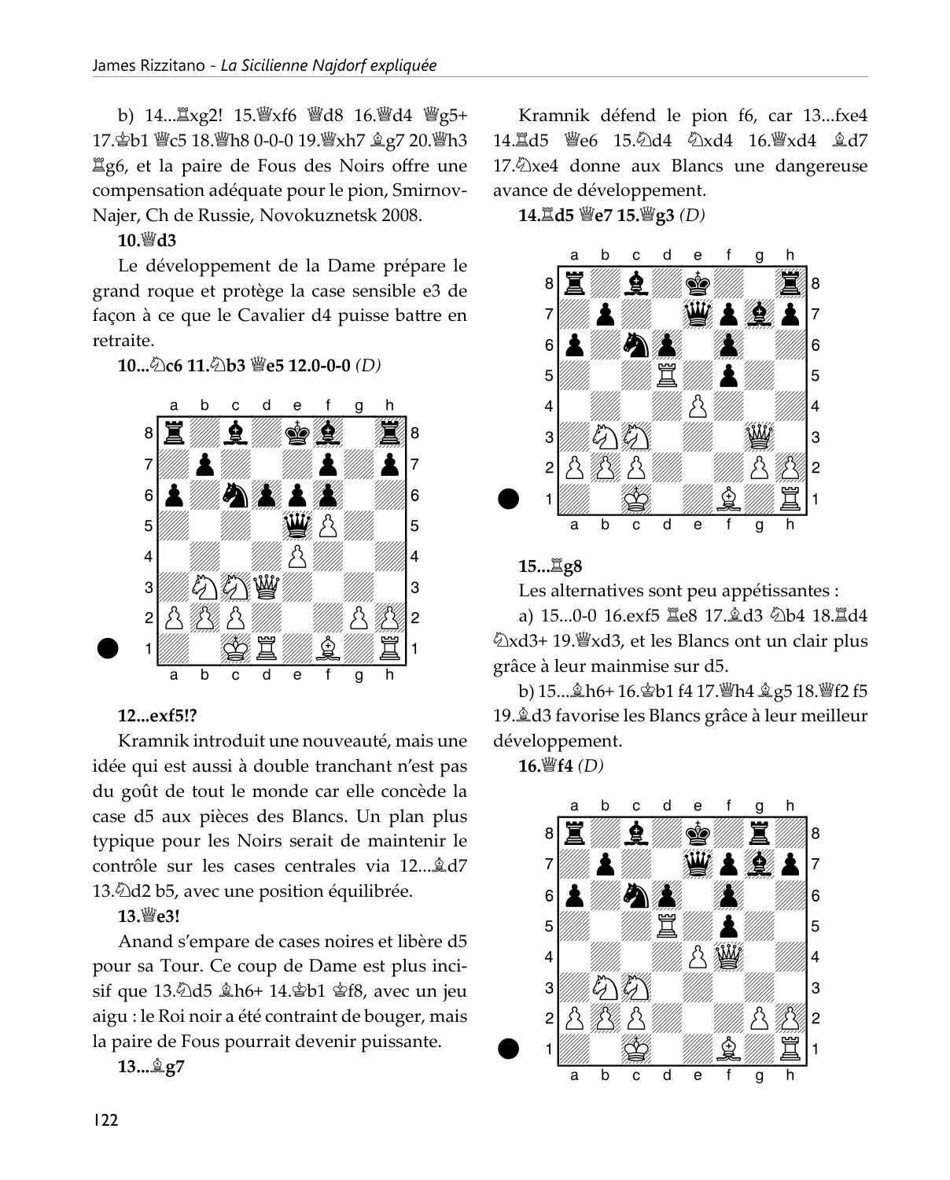b) 14...♖xg2! 15.♕xf6 ♕d8 16.♕d4 ♕g5+ 17.♔b1 ♕c5 18.♕h8 0-0-0 19.♕xh7 ♗g7 20.♕h3 ♖g6, et la paire de Fous des Noirs offre une compensation adéquate pour le pion, Smirnov-Najer, Ch de Russie, Novokuznetsk 2008.

**10.♕d3**

Le développement de la Dame prépare le grand roque et protège la case sensible e3 de façon à ce que le Cavalier d4 puisse battre en retraite.

**10...♘c6 11.♘b3 ♕e5 12.0-0-0** *(D)*

**12...exf5!?**

Kramnik introduit une nouveauté, mais une idée qui est aussi à double tranchant n'est pas du goût de tout le monde car elle concède la case d5 aux pièces des Blancs. Un plan plus typique pour les Noirs serait de maintenir le contrôle sur les cases centrales via 12...♗d7 13.♘d2 b5, avec une position équilibrée.

**13.♕e3!**

Anand s'empare de cases noires et libère d5 pour sa Tour. Ce coup de Dame est plus incisif que 13.♘d5 ♗h6+ 14.♔b1 ♔f8, avec un jeu aigu : le Roi noir a été contraint de bouger, mais la paire de Fous pourrait devenir puissante.

**13...♗g7**

Kramnik défend le pion f6, car 13...fxe4 14.♖d5 ♕e6 15.♘d4 ♘xd4 16.♕xd4 ♗d7 17.♘xe4 donne aux Blancs une dangereuse avance de développement.

**14.♖d5 ♕e7 15.♕g3** *(D)*

**15...♖g8**

Les alternatives sont peu appétissantes :

a) 15...0-0 16.exf5 ♖e8 17.♗d3 ♘b4 18.♖d4 ♘xd3+ 19.♕xd3, et les Blancs ont un clair plus grâce à leur mainmise sur d5.

b) 15...♗h6+ 16.♔b1 f4 17.♕h4 ♗g5 18.♕f2 f5 19.♗d3 favorise les Blancs grâce à leur meilleur développement.

**16.♕f4** *(D)*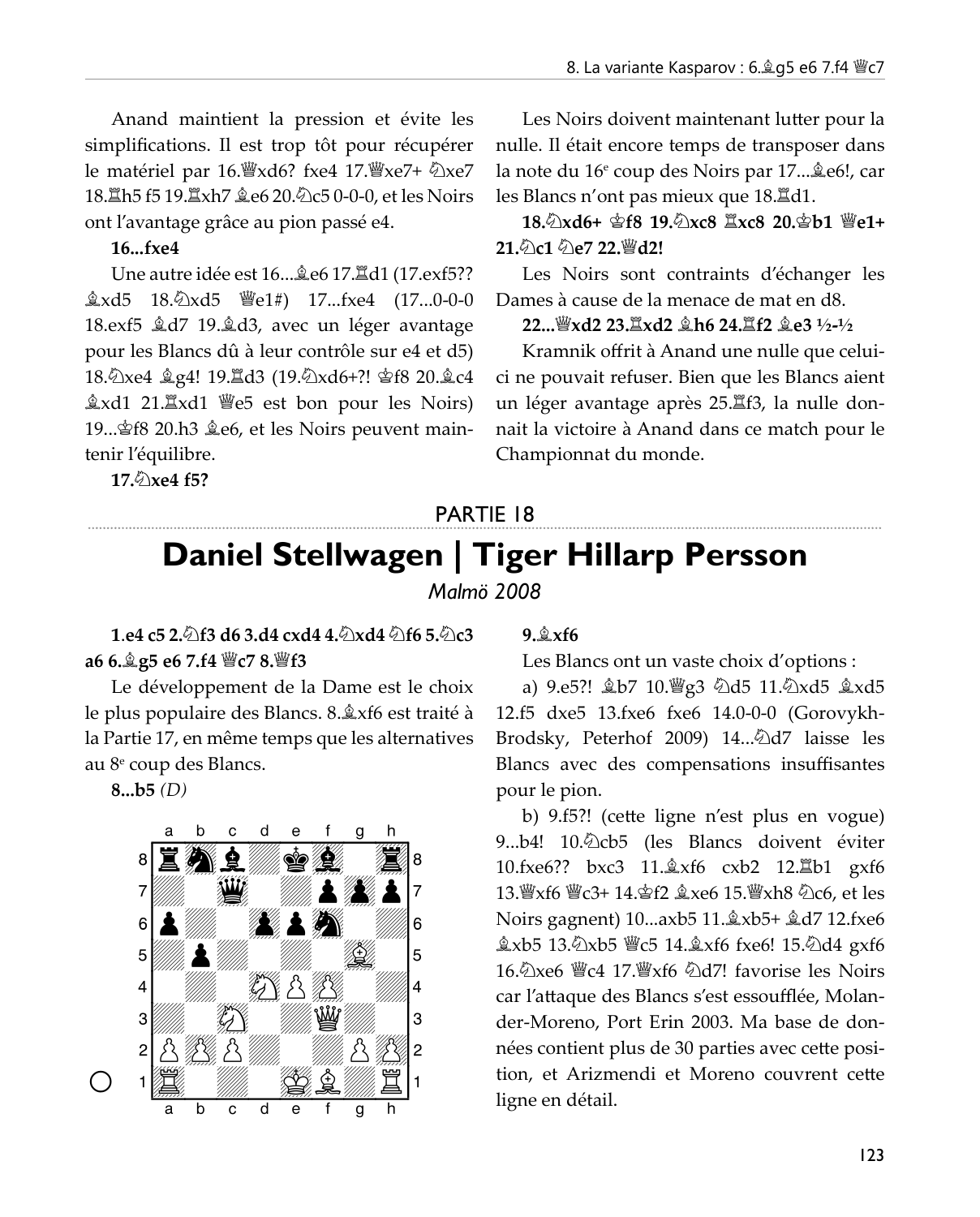Anand maintient la pression et évite les simplifications. Il est trop tôt pour récupérer le matériel par 16.♕xd6? fxe4 17.♕xe7+ ♘xe7 18.♖h5 f5 19.♖xh7 ♗e6 20.♘c5 0-0-0, et les Noirs ont l'avantage grâce au pion passé e4.

**16...fxe4**

Une autre idée est 16...♗e6 17.♖d1 (17.exf5?? ♗xd5 18.♘xd5 ♕e1#) 17...fxe4 (17...0-0-0 18.exf5 ♗d7 19.♗d3, avec un léger avantage pour les Blancs dû à leur contrôle sur e4 et d5) 18.♘xe4 ♗g4! 19.♖d3 (19.♘xd6+?! ♔f8 20.♗c4 ♗xd1 21.♖xd1 ♕e5 est bon pour les Noirs) 19...♔f8 20.h3 ♗e6, et les Noirs peuvent maintenir l'équilibre.

**17.♘xe4 f5?**

Les Noirs doivent maintenant lutter pour la nulle. Il était encore temps de transposer dans la note du 16[e] coup des Noirs par 17...♗e6!, car les Blancs n'ont pas mieux que 18.♖d1.

**18.♘xd6+ ♔f8 19.♘xc8 ♖xc8 20.♔b1 ♕e1+ 21.♘c1 ♘e7 22.♕d2!**

Les Noirs sont contraints d'échanger les Dames à cause de la menace de mat en d8.

**22...♕xd2 23.♖xd2 ♗h6 24.♖f2 ♗e3 ½-½**

Kramnik offrit à Anand une nulle que celui-ci ne pouvait refuser. Bien que les Blancs aient un léger avantage après 25.♖f3, la nulle donnait la victoire à Anand dans ce match pour le Championnat du monde.

PARTIE 18

# Daniel Stellwagen | Tiger Hillarp Persson

*Malmö 2008*

**1.e4 c5 2.♘f3 d6 3.d4 cxd4 4.♘xd4 ♘f6 5.♘c3 a6 6.♗g5 e6 7.f4 ♕c7 8.♕f3**

Le développement de la Dame est le choix le plus populaire des Blancs. 8.♗xf6 est traité à la Partie 17, en même temps que les alternatives au 8[e] coup des Blancs.

**8...b5** *(D)*

**9.♗xf6**

Les Blancs ont un vaste choix d'options :

a) 9.e5?! ♗b7 10.♕g3 ♘d5 11.♘xd5 ♗xd5 12.f5 dxe5 13.fxe6 fxe6 14.0-0-0 (Gorovykh-Brodsky, Peterhof 2009) 14...♘d7 laisse les Blancs avec des compensations insuffisantes pour le pion.

b) 9.f5?! (cette ligne n'est plus en vogue) 9...b4! 10.♘cb5 (les Blancs doivent éviter 10.fxe6?? bxc3 11.♗xf6 cxb2 12.♖b1 gxf6 13.♕xf6 ♕c3+ 14.♔f2 ♗xe6 15.♕xh8 ♘c6, et les Noirs gagnent) 10...axb5 11.♗xb5+ ♗d7 12.fxe6 ♗xb5 13.♘xb5 ♕c5 14.♗xf6 fxe6! 15.♘d4 gxf6 16.♘xe6 ♕c4 17.♕xf6 ♘d7! favorise les Noirs car l'attaque des Blancs s'est essoufflée, Molander-Moreno, Port Erin 2003. Ma base de données contient plus de 30 parties avec cette position, et Arizmendi et Moreno couvrent cette ligne en détail.